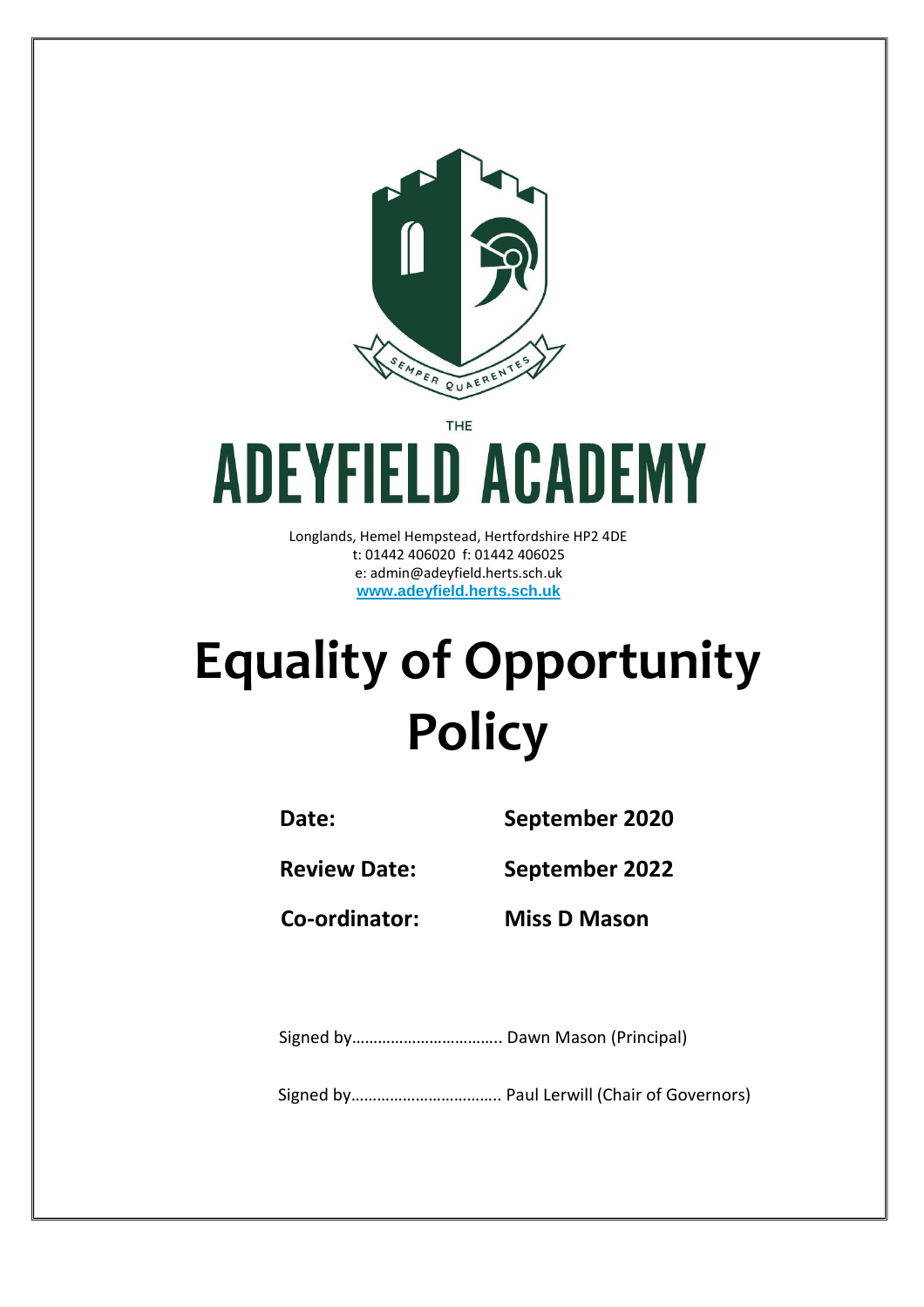THE

# ADEYFIELD ACADEMY

Longlands, Hemel Hempstead, Hertfordshire HP2 4DE
t: 01442 406020 f: 01442 406025
e: admin@adeyfield.herts.sch.uk
www.adeyfield.herts.sch.uk

# Equality of Opportunity Policy

**Date:** **September 2020**

**Review Date:** **September 2022**

**Co-ordinator:** **Miss D Mason**

Signed by…………………………… Dawn Mason (Principal)

Signed by…………………………… Paul Lerwill (Chair of Governors)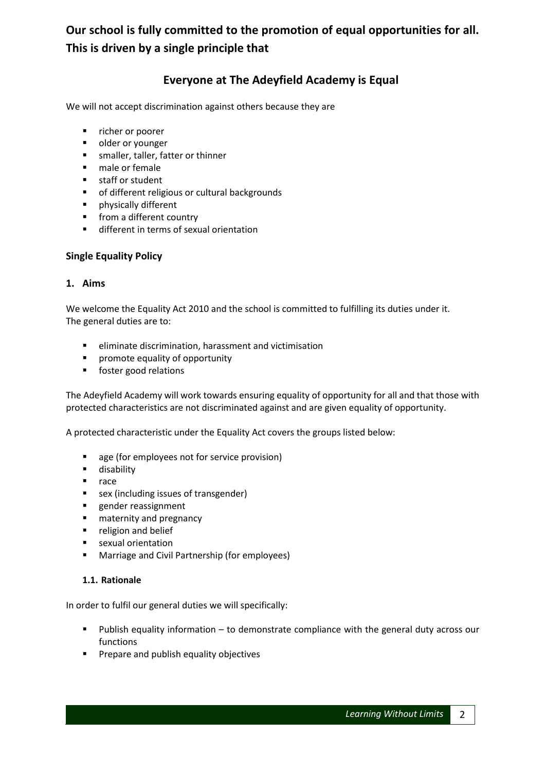**Our school is fully committed to the promotion of equal opportunities for all. This is driven by a single principle that**

## Everyone at The Adeyfield Academy is Equal

We will not accept discrimination against others because they are

- richer or poorer
- older or younger
- smaller, taller, fatter or thinner
- male or female
- staff or student
- of different religious or cultural backgrounds
- physically different
- from a different country
- different in terms of sexual orientation

### Single Equality Policy

### 1. Aims

We welcome the Equality Act 2010 and the school is committed to fulfilling its duties under it. The general duties are to:

- eliminate discrimination, harassment and victimisation
- promote equality of opportunity
- foster good relations

The Adeyfield Academy will work towards ensuring equality of opportunity for all and that those with protected characteristics are not discriminated against and are given equality of opportunity.

A protected characteristic under the Equality Act covers the groups listed below:

- age (for employees not for service provision)
- disability
- race
- sex (including issues of transgender)
- gender reassignment
- maternity and pregnancy
- religion and belief
- sexual orientation
- Marriage and Civil Partnership (for employees)

#### 1.1. Rationale

In order to fulfil our general duties we will specifically:

- Publish equality information – to demonstrate compliance with the general duty across our functions
- Prepare and publish equality objectives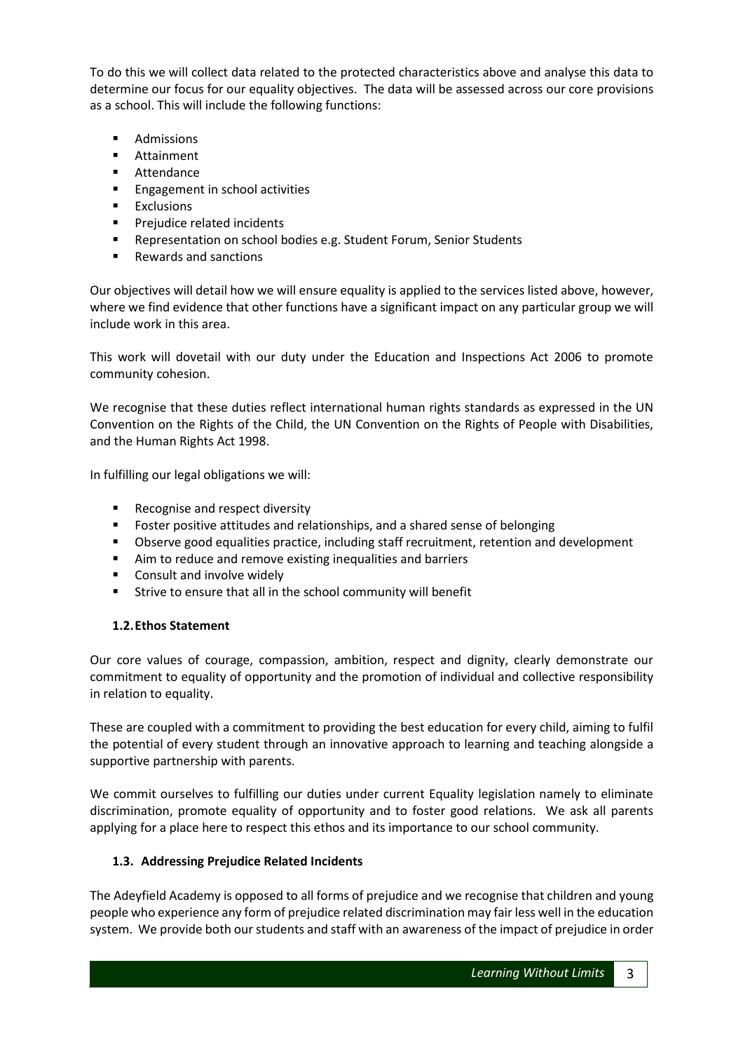To do this we will collect data related to the protected characteristics above and analyse this data to determine our focus for our equality objectives. The data will be assessed across our core provisions as a school. This will include the following functions:

- Admissions
- Attainment
- Attendance
- Engagement in school activities
- Exclusions
- Prejudice related incidents
- Representation on school bodies e.g. Student Forum, Senior Students
- Rewards and sanctions

Our objectives will detail how we will ensure equality is applied to the services listed above, however, where we find evidence that other functions have a significant impact on any particular group we will include work in this area.

This work will dovetail with our duty under the Education and Inspections Act 2006 to promote community cohesion.

We recognise that these duties reflect international human rights standards as expressed in the UN Convention on the Rights of the Child, the UN Convention on the Rights of People with Disabilities, and the Human Rights Act 1998.

In fulfilling our legal obligations we will:

- Recognise and respect diversity
- Foster positive attitudes and relationships, and a shared sense of belonging
- Observe good equalities practice, including staff recruitment, retention and development
- Aim to reduce and remove existing inequalities and barriers
- Consult and involve widely
- Strive to ensure that all in the school community will benefit

### 1.2. Ethos Statement

Our core values of courage, compassion, ambition, respect and dignity, clearly demonstrate our commitment to equality of opportunity and the promotion of individual and collective responsibility in relation to equality.

These are coupled with a commitment to providing the best education for every child, aiming to fulfil the potential of every student through an innovative approach to learning and teaching alongside a supportive partnership with parents.

We commit ourselves to fulfilling our duties under current Equality legislation namely to eliminate discrimination, promote equality of opportunity and to foster good relations. We ask all parents applying for a place here to respect this ethos and its importance to our school community.

### 1.3. Addressing Prejudice Related Incidents

The Adeyfield Academy is opposed to all forms of prejudice and we recognise that children and young people who experience any form of prejudice related discrimination may fair less well in the education system. We provide both our students and staff with an awareness of the impact of prejudice in order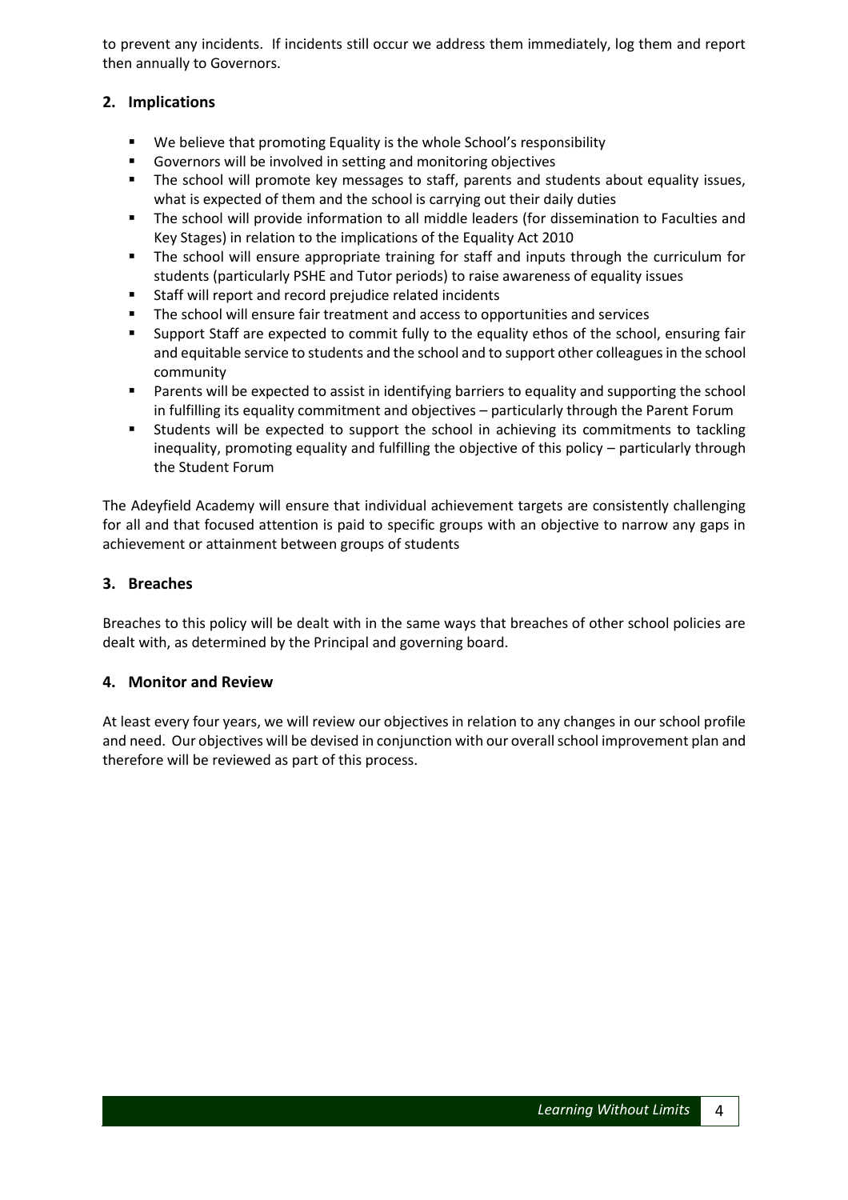to prevent any incidents. If incidents still occur we address them immediately, log them and report then annually to Governors.

## 2. Implications

- We believe that promoting Equality is the whole School's responsibility
- Governors will be involved in setting and monitoring objectives
- The school will promote key messages to staff, parents and students about equality issues, what is expected of them and the school is carrying out their daily duties
- The school will provide information to all middle leaders (for dissemination to Faculties and Key Stages) in relation to the implications of the Equality Act 2010
- The school will ensure appropriate training for staff and inputs through the curriculum for students (particularly PSHE and Tutor periods) to raise awareness of equality issues
- Staff will report and record prejudice related incidents
- The school will ensure fair treatment and access to opportunities and services
- Support Staff are expected to commit fully to the equality ethos of the school, ensuring fair and equitable service to students and the school and to support other colleagues in the school community
- Parents will be expected to assist in identifying barriers to equality and supporting the school in fulfilling its equality commitment and objectives – particularly through the Parent Forum
- Students will be expected to support the school in achieving its commitments to tackling inequality, promoting equality and fulfilling the objective of this policy – particularly through the Student Forum

The Adeyfield Academy will ensure that individual achievement targets are consistently challenging for all and that focused attention is paid to specific groups with an objective to narrow any gaps in achievement or attainment between groups of students

## 3. Breaches

Breaches to this policy will be dealt with in the same ways that breaches of other school policies are dealt with, as determined by the Principal and governing board.

## 4. Monitor and Review

At least every four years, we will review our objectives in relation to any changes in our school profile and need. Our objectives will be devised in conjunction with our overall school improvement plan and therefore will be reviewed as part of this process.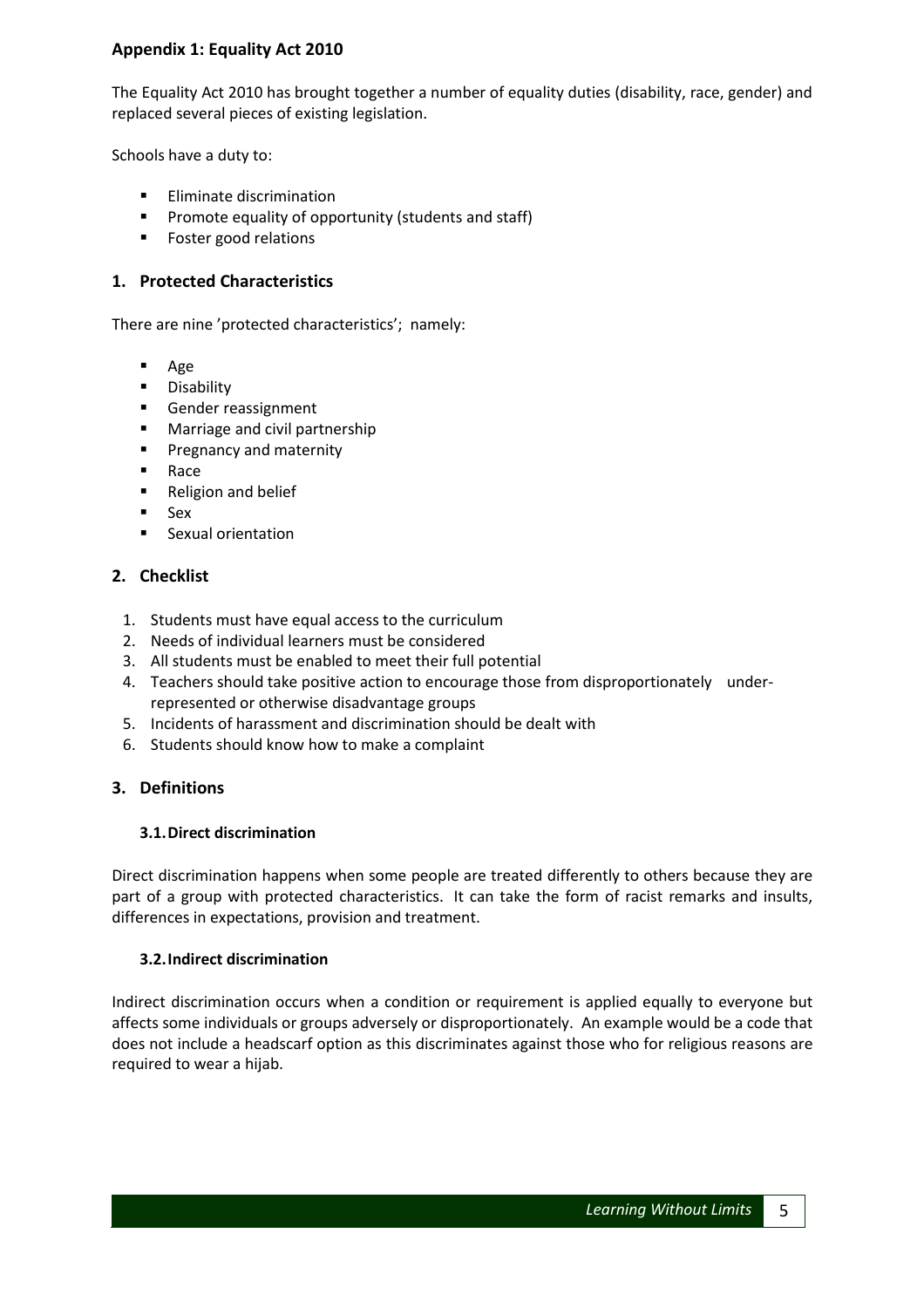## Appendix 1: Equality Act 2010

The Equality Act 2010 has brought together a number of equality duties (disability, race, gender) and replaced several pieces of existing legislation.

Schools have a duty to:

- Eliminate discrimination
- Promote equality of opportunity (students and staff)
- Foster good relations

### 1. Protected Characteristics

There are nine 'protected characteristics'; namely:

- Age
- Disability
- Gender reassignment
- Marriage and civil partnership
- Pregnancy and maternity
- Race
- Religion and belief
- Sex
- Sexual orientation

### 2. Checklist

1. Students must have equal access to the curriculum
2. Needs of individual learners must be considered
3. All students must be enabled to meet their full potential
4. Teachers should take positive action to encourage those from disproportionately under-represented or otherwise disadvantage groups
5. Incidents of harassment and discrimination should be dealt with
6. Students should know how to make a complaint

### 3. Definitions

#### 3.1. Direct discrimination

Direct discrimination happens when some people are treated differently to others because they are part of a group with protected characteristics. It can take the form of racist remarks and insults, differences in expectations, provision and treatment.

#### 3.2. Indirect discrimination

Indirect discrimination occurs when a condition or requirement is applied equally to everyone but affects some individuals or groups adversely or disproportionately. An example would be a code that does not include a headscarf option as this discriminates against those who for religious reasons are required to wear a hijab.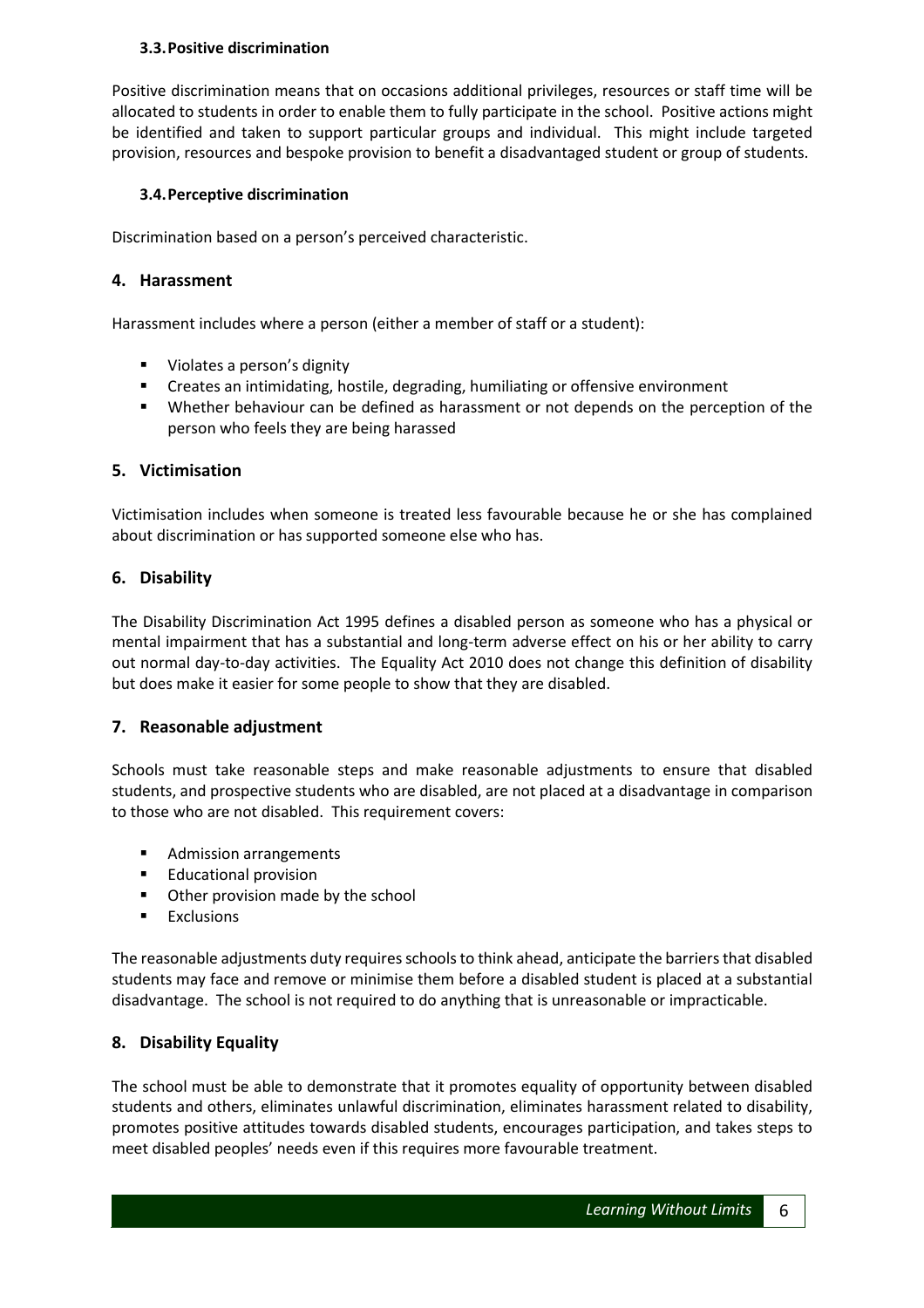### 3.3. Positive discrimination

Positive discrimination means that on occasions additional privileges, resources or staff time will be allocated to students in order to enable them to fully participate in the school. Positive actions might be identified and taken to support particular groups and individual. This might include targeted provision, resources and bespoke provision to benefit a disadvantaged student or group of students.

### 3.4. Perceptive discrimination

Discrimination based on a person's perceived characteristic.

## 4. Harassment

Harassment includes where a person (either a member of staff or a student):

- Violates a person's dignity
- Creates an intimidating, hostile, degrading, humiliating or offensive environment
- Whether behaviour can be defined as harassment or not depends on the perception of the person who feels they are being harassed

## 5. Victimisation

Victimisation includes when someone is treated less favourable because he or she has complained about discrimination or has supported someone else who has.

## 6. Disability

The Disability Discrimination Act 1995 defines a disabled person as someone who has a physical or mental impairment that has a substantial and long-term adverse effect on his or her ability to carry out normal day-to-day activities. The Equality Act 2010 does not change this definition of disability but does make it easier for some people to show that they are disabled.

## 7. Reasonable adjustment

Schools must take reasonable steps and make reasonable adjustments to ensure that disabled students, and prospective students who are disabled, are not placed at a disadvantage in comparison to those who are not disabled. This requirement covers:

- Admission arrangements
- Educational provision
- Other provision made by the school
- Exclusions

The reasonable adjustments duty requires schools to think ahead, anticipate the barriers that disabled students may face and remove or minimise them before a disabled student is placed at a substantial disadvantage. The school is not required to do anything that is unreasonable or impracticable.

## 8. Disability Equality

The school must be able to demonstrate that it promotes equality of opportunity between disabled students and others, eliminates unlawful discrimination, eliminates harassment related to disability, promotes positive attitudes towards disabled students, encourages participation, and takes steps to meet disabled peoples' needs even if this requires more favourable treatment.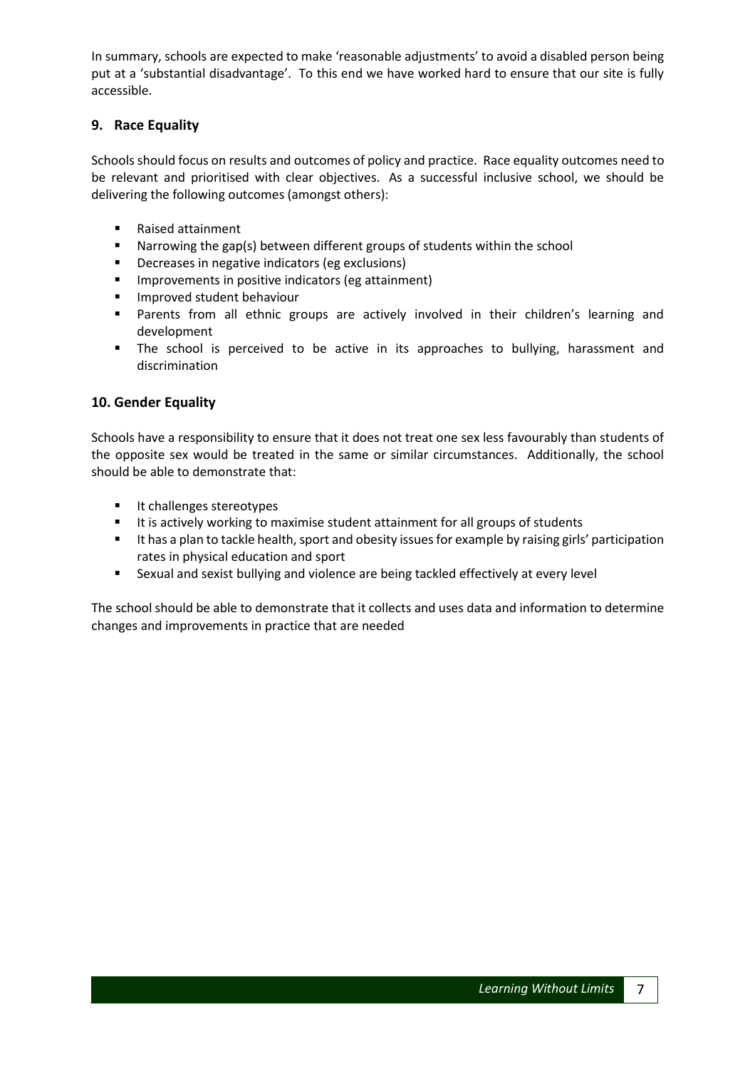In summary, schools are expected to make 'reasonable adjustments' to avoid a disabled person being put at a 'substantial disadvantage'. To this end we have worked hard to ensure that our site is fully accessible.

## 9. Race Equality

Schools should focus on results and outcomes of policy and practice. Race equality outcomes need to be relevant and prioritised with clear objectives. As a successful inclusive school, we should be delivering the following outcomes (amongst others):

- Raised attainment
- Narrowing the gap(s) between different groups of students within the school
- Decreases in negative indicators (eg exclusions)
- Improvements in positive indicators (eg attainment)
- Improved student behaviour
- Parents from all ethnic groups are actively involved in their children's learning and development
- The school is perceived to be active in its approaches to bullying, harassment and discrimination

## 10. Gender Equality

Schools have a responsibility to ensure that it does not treat one sex less favourably than students of the opposite sex would be treated in the same or similar circumstances. Additionally, the school should be able to demonstrate that:

- It challenges stereotypes
- It is actively working to maximise student attainment for all groups of students
- It has a plan to tackle health, sport and obesity issues for example by raising girls' participation rates in physical education and sport
- Sexual and sexist bullying and violence are being tackled effectively at every level

The school should be able to demonstrate that it collects and uses data and information to determine changes and improvements in practice that are needed